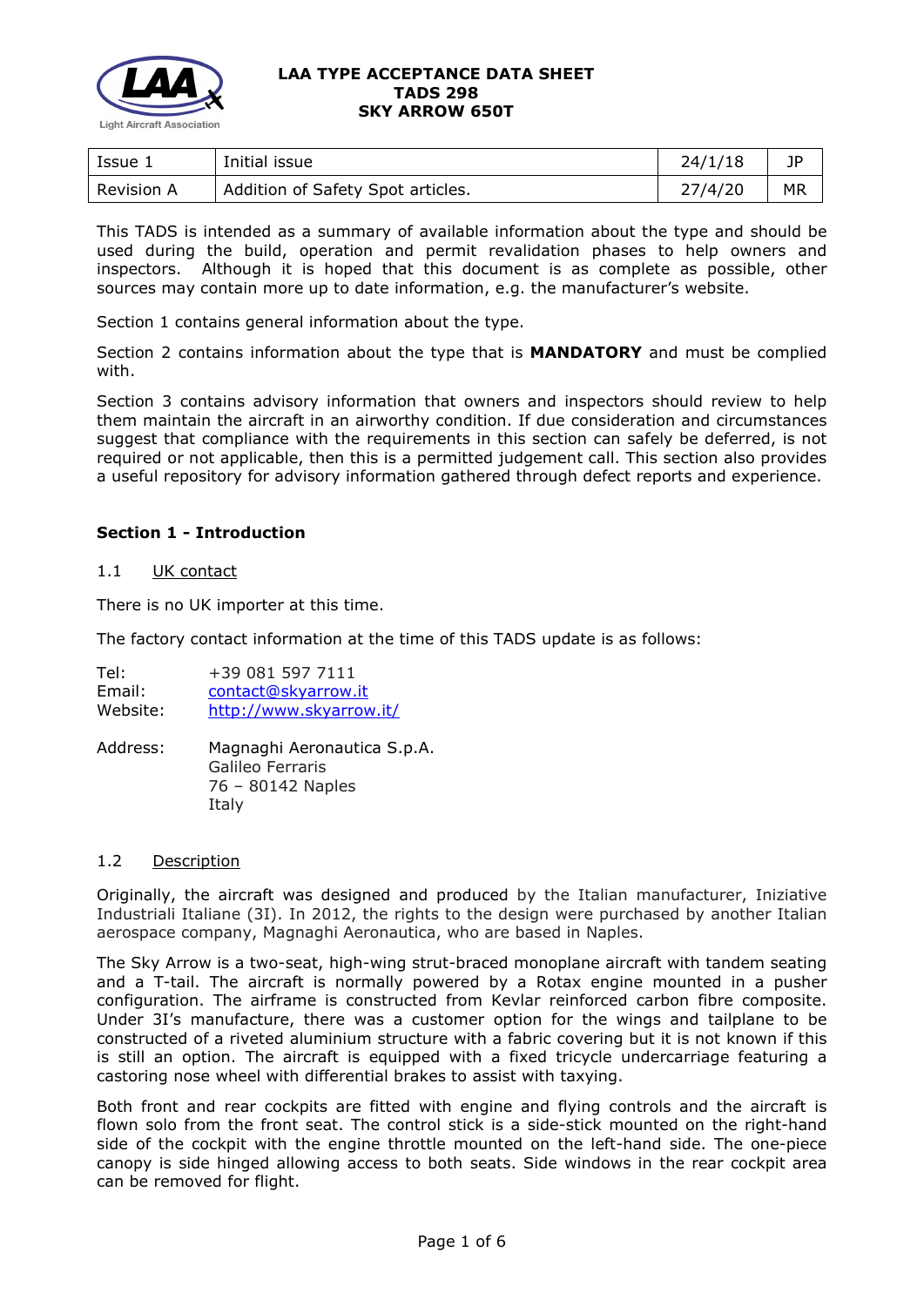# LAA TYPE ACCEPTANCE DATA SHEET
# TADS 298
# SKY ARROW 650T

| Issue 1 | Initial issue | 24/1/18 | JP |
|---|---|---|---|
| Revision A | Addition of Safety Spot articles. | 27/4/20 | MR |

This TADS is intended as a summary of available information about the type and should be used during the build, operation and permit revalidation phases to help owners and inspectors. Although it is hoped that this document is as complete as possible, other sources may contain more up to date information, e.g. the manufacturer's website.

Section 1 contains general information about the type.

Section 2 contains information about the type that is **MANDATORY** and must be complied with.

Section 3 contains advisory information that owners and inspectors should review to help them maintain the aircraft in an airworthy condition. If due consideration and circumstances suggest that compliance with the requirements in this section can safely be deferred, is not required or not applicable, then this is a permitted judgement call. This section also provides a useful repository for advisory information gathered through defect reports and experience.

## Section 1 - Introduction

### 1.1 UK contact

There is no UK importer at this time.

The factory contact information at the time of this TADS update is as follows:

Tel: +39 081 597 7111
Email: contact@skyarrow.it
Website: http://www.skyarrow.it/

Address: Magnaghi Aeronautica S.p.A.
Galileo Ferraris
76 – 80142 Naples
Italy

### 1.2 Description

Originally, the aircraft was designed and produced by the Italian manufacturer, Iniziative Industriali Italiane (3I). In 2012, the rights to the design were purchased by another Italian aerospace company, Magnaghi Aeronautica, who are based in Naples.

The Sky Arrow is a two-seat, high-wing strut-braced monoplane aircraft with tandem seating and a T-tail. The aircraft is normally powered by a Rotax engine mounted in a pusher configuration. The airframe is constructed from Kevlar reinforced carbon fibre composite. Under 3I's manufacture, there was a customer option for the wings and tailplane to be constructed of a riveted aluminium structure with a fabric covering but it is not known if this is still an option. The aircraft is equipped with a fixed tricycle undercarriage featuring a castoring nose wheel with differential brakes to assist with taxying.

Both front and rear cockpits are fitted with engine and flying controls and the aircraft is flown solo from the front seat. The control stick is a side-stick mounted on the right-hand side of the cockpit with the engine throttle mounted on the left-hand side. The one-piece canopy is side hinged allowing access to both seats. Side windows in the rear cockpit area can be removed for flight.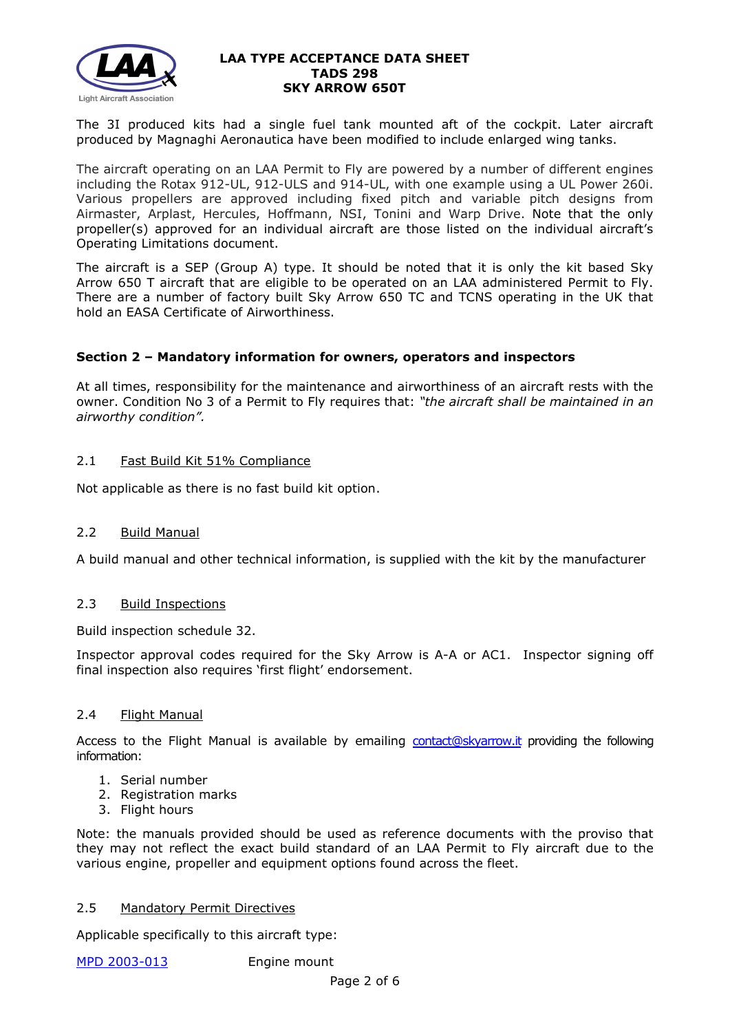The 3I produced kits had a single fuel tank mounted aft of the cockpit. Later aircraft produced by Magnaghi Aeronautica have been modified to include enlarged wing tanks.

The aircraft operating on an LAA Permit to Fly are powered by a number of different engines including the Rotax 912-UL, 912-ULS and 914-UL, with one example using a UL Power 260i. Various propellers are approved including fixed pitch and variable pitch designs from Airmaster, Arplast, Hercules, Hoffmann, NSI, Tonini and Warp Drive. Note that the only propeller(s) approved for an individual aircraft are those listed on the individual aircraft's Operating Limitations document.

The aircraft is a SEP (Group A) type. It should be noted that it is only the kit based Sky Arrow 650 T aircraft that are eligible to be operated on an LAA administered Permit to Fly. There are a number of factory built Sky Arrow 650 TC and TCNS operating in the UK that hold an EASA Certificate of Airworthiness.

## Section 2 – Mandatory information for owners, operators and inspectors

At all times, responsibility for the maintenance and airworthiness of an aircraft rests with the owner. Condition No 3 of a Permit to Fly requires that: *"the aircraft shall be maintained in an airworthy condition".*

### 2.1 Fast Build Kit 51% Compliance

Not applicable as there is no fast build kit option.

### 2.2 Build Manual

A build manual and other technical information, is supplied with the kit by the manufacturer

### 2.3 Build Inspections

Build inspection schedule 32.

Inspector approval codes required for the Sky Arrow is A-A or AC1. Inspector signing off final inspection also requires 'first flight' endorsement.

### 2.4 Flight Manual

Access to the Flight Manual is available by emailing [contact@skyarrow.it](mailto:contact@skyarrow.it) providing the following information:

1. Serial number
2. Registration marks
3. Flight hours

Note: the manuals provided should be used as reference documents with the proviso that they may not reflect the exact build standard of an LAA Permit to Fly aircraft due to the various engine, propeller and equipment options found across the fleet.

### 2.5 Mandatory Permit Directives

Applicable specifically to this aircraft type:

MPD 2003-013 Engine mount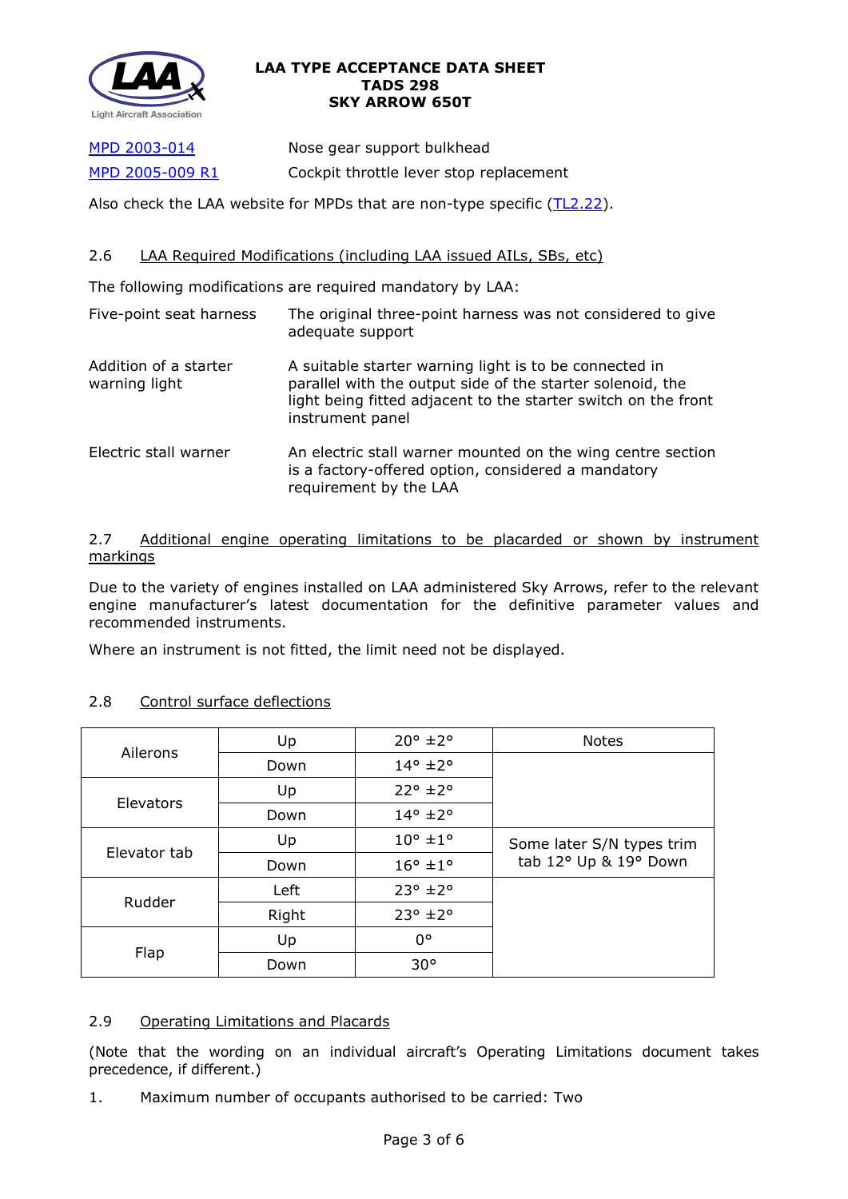| | |
|---|---|
| [MPD 2003-014](#) | Nose gear support bulkhead |
| [MPD 2005-009 R1](#) | Cockpit throttle lever stop replacement |

Also check the LAA website for MPDs that are non-type specific ([TL2.22](#)).

### 2.6 LAA Required Modifications (including LAA issued AILs, SBs, etc)

The following modifications are required mandatory by LAA:

| | |
|---|---|
| Five-point seat harness | The original three-point harness was not considered to give adequate support |
| Addition of a starter warning light | A suitable starter warning light is to be connected in parallel with the output side of the starter solenoid, the light being fitted adjacent to the starter switch on the front instrument panel |
| Electric stall warner | An electric stall warner mounted on the wing centre section is a factory-offered option, considered a mandatory requirement by the LAA |

### 2.7 Additional engine operating limitations to be placarded or shown by instrument markings

Due to the variety of engines installed on LAA administered Sky Arrows, refer to the relevant engine manufacturer's latest documentation for the definitive parameter values and recommended instruments.

Where an instrument is not fitted, the limit need not be displayed.

### 2.8 Control surface deflections

| | | | Notes |
|---|---|---|---|
| Ailerons | Up | 20° ±2° | |
| | Down | 14° ±2° | |
| Elevators | Up | 22° ±2° | |
| | Down | 14° ±2° | |
| Elevator tab | Up | 10° ±1° | Some later S/N types trim tab 12° Up & 19° Down |
| | Down | 16° ±1° | |
| Rudder | Left | 23° ±2° | |
| | Right | 23° ±2° | |
| Flap | Up | 0° | |
| | Down | 30° | |

### 2.9 Operating Limitations and Placards

(Note that the wording on an individual aircraft's Operating Limitations document takes precedence, if different.)

1. Maximum number of occupants authorised to be carried: Two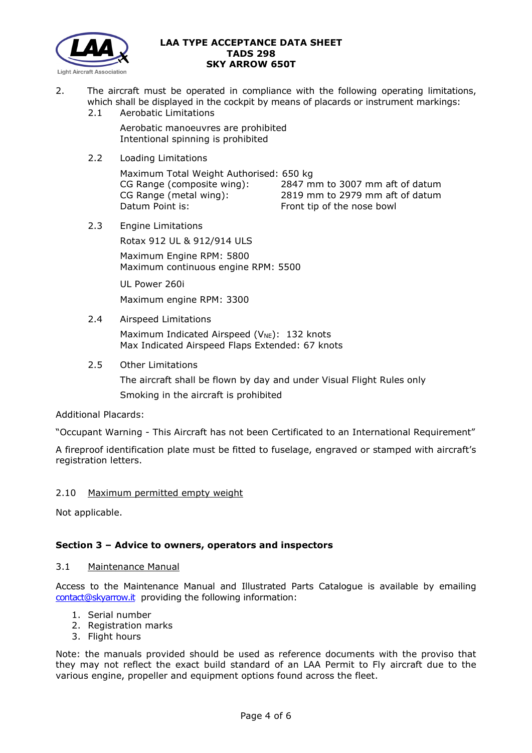2. The aircraft must be operated in compliance with the following operating limitations, which shall be displayed in the cockpit by means of placards or instrument markings:

   2.1 Aerobatic Limitations

   Aerobatic manoeuvres are prohibited
   Intentional spinning is prohibited

   2.2 Loading Limitations

   | | |
   |---|---|
   | Maximum Total Weight Authorised: 650 kg | |
   | CG Range (composite wing): | 2847 mm to 3007 mm aft of datum |
   | CG Range (metal wing): | 2819 mm to 2979 mm aft of datum |
   | Datum Point is: | Front tip of the nose bowl |

   2.3 Engine Limitations

   Rotax 912 UL & 912/914 ULS

   Maximum Engine RPM: 5800
   Maximum continuous engine RPM: 5500

   UL Power 260i

   Maximum engine RPM: 3300

   2.4 Airspeed Limitations

   Maximum Indicated Airspeed ($V_{NE}$): 132 knots
   Max Indicated Airspeed Flaps Extended: 67 knots

   2.5 Other Limitations

   The aircraft shall be flown by day and under Visual Flight Rules only

   Smoking in the aircraft is prohibited

Additional Placards:

"Occupant Warning - This Aircraft has not been Certificated to an International Requirement"

A fireproof identification plate must be fitted to fuselage, engraved or stamped with aircraft's registration letters.

2.10 Maximum permitted empty weight

Not applicable.

## Section 3 – Advice to owners, operators and inspectors

3.1 Maintenance Manual

Access to the Maintenance Manual and Illustrated Parts Catalogue is available by emailing contact@skyarrow.it providing the following information:

1. Serial number
2. Registration marks
3. Flight hours

Note: the manuals provided should be used as reference documents with the proviso that they may not reflect the exact build standard of an LAA Permit to Fly aircraft due to the various engine, propeller and equipment options found across the fleet.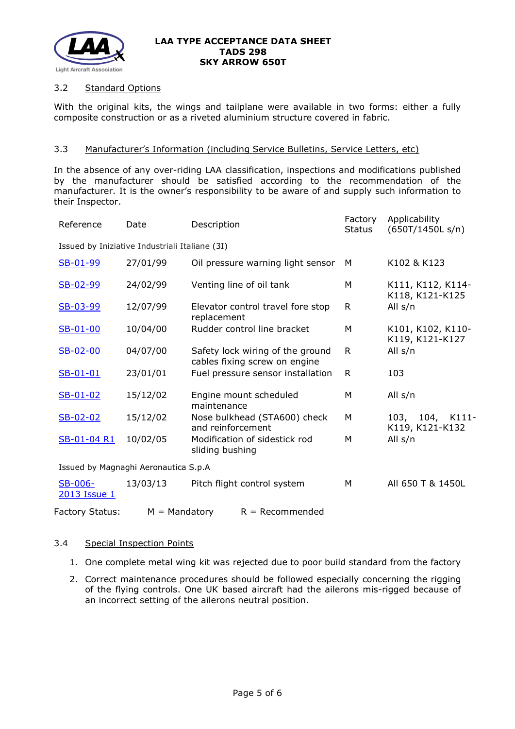### 3.2 Standard Options

With the original kits, the wings and tailplane were available in two forms: either a fully composite construction or as a riveted aluminium structure covered in fabric.

### 3.3 Manufacturer's Information (including Service Bulletins, Service Letters, etc)

In the absence of any over-riding LAA classification, inspections and modifications published by the manufacturer should be satisfied according to the recommendation of the manufacturer. It is the owner's responsibility to be aware of and supply such information to their Inspector.

| Reference | Date | Description | Factory Status | Applicability (650T/1450L s/n) |
|---|---|---|---|---|
| Issued by Iniziative Industriali Italiane (3I) | | | | |
| SB-01-99 | 27/01/99 | Oil pressure warning light sensor | M | K102 & K123 |
| SB-02-99 | 24/02/99 | Venting line of oil tank | M | K111, K112, K114-K118, K121-K125 |
| SB-03-99 | 12/07/99 | Elevator control travel fore stop replacement | R | All s/n |
| SB-01-00 | 10/04/00 | Rudder control line bracket | M | K101, K102, K110-K119, K121-K127 |
| SB-02-00 | 04/07/00 | Safety lock wiring of the ground cables fixing screw on engine | R | All s/n |
| SB-01-01 | 23/01/01 | Fuel pressure sensor installation | R | 103 |
| SB-01-02 | 15/12/02 | Engine mount scheduled maintenance | M | All s/n |
| SB-02-02 | 15/12/02 | Nose bulkhead (STA600) check and reinforcement | M | 103, 104, K111-K119, K121-K132 |
| SB-01-04 R1 | 10/02/05 | Modification of sidestick rod sliding bushing | M | All s/n |
| Issued by Magnaghi Aeronautica S.p.A | | | | |
| SB-006-2013 Issue 1 | 13/03/13 | Pitch flight control system | M | All 650 T & 1450L |

Factory Status: M = Mandatory R = Recommended

### 3.4 Special Inspection Points

1. One complete metal wing kit was rejected due to poor build standard from the factory
2. Correct maintenance procedures should be followed especially concerning the rigging of the flying controls. One UK based aircraft had the ailerons mis-rigged because of an incorrect setting of the ailerons neutral position.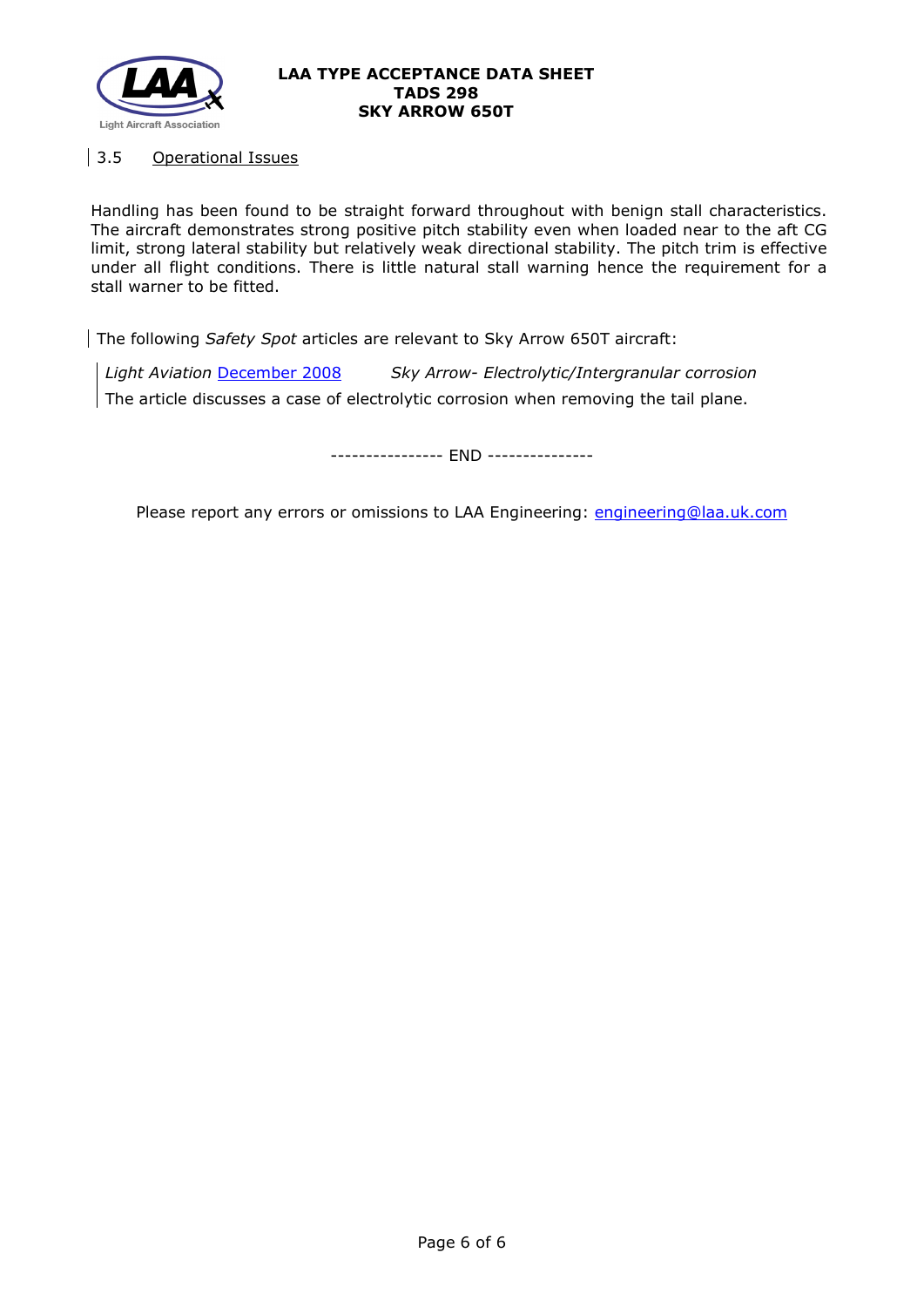### 3.5 Operational Issues

Handling has been found to be straight forward throughout with benign stall characteristics. The aircraft demonstrates strong positive pitch stability even when loaded near to the aft CG limit, strong lateral stability but relatively weak directional stability. The pitch trim is effective under all flight conditions. There is little natural stall warning hence the requirement for a stall warner to be fitted.

The following *Safety Spot* articles are relevant to Sky Arrow 650T aircraft:

*Light Aviation* December 2008 *Sky Arrow- Electrolytic/Intergranular corrosion*

The article discusses a case of electrolytic corrosion when removing the tail plane.

---------------- END ---------------

Please report any errors or omissions to LAA Engineering: engineering@laa.uk.com